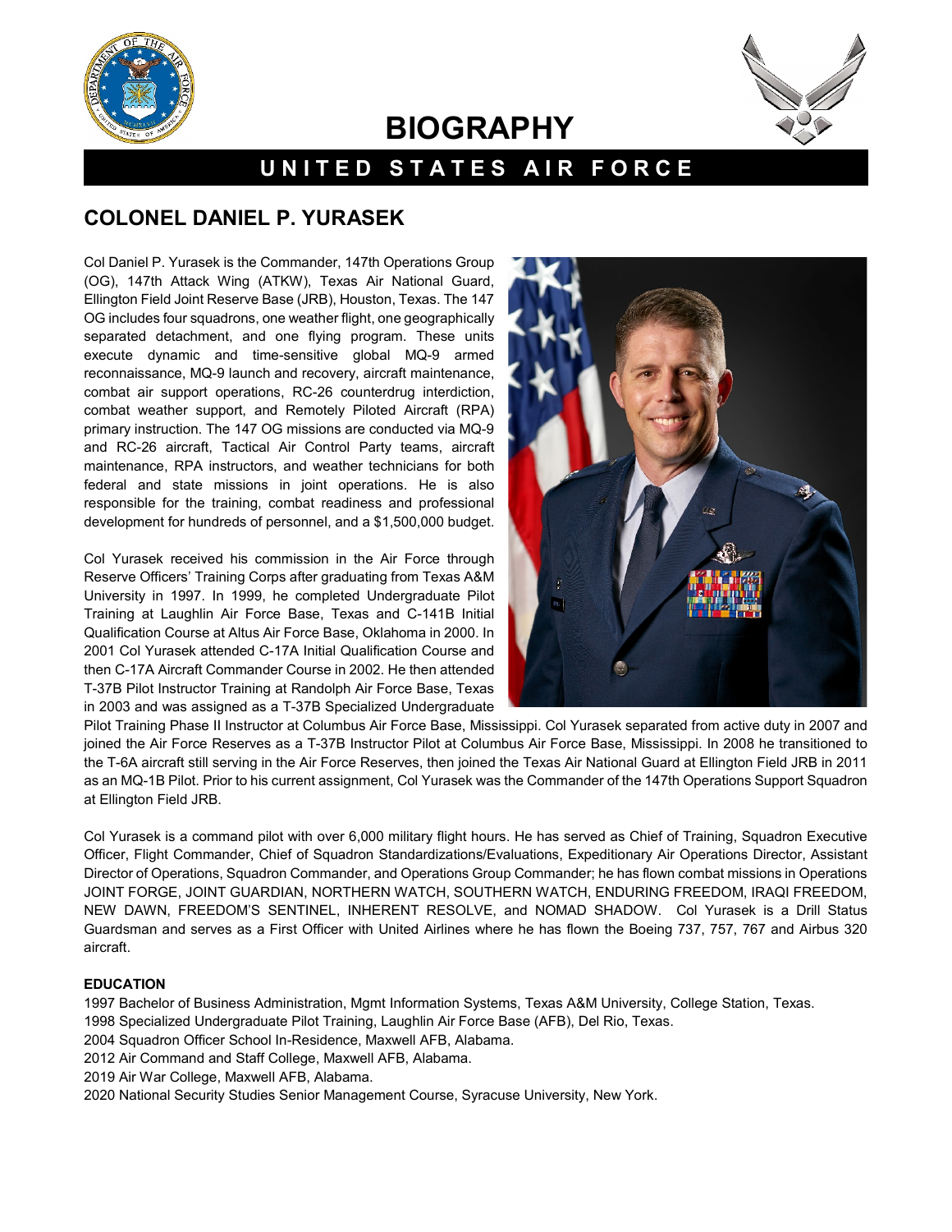# BIOGRAPHY

## UNITED STATES AIR FORCE

## COLONEL DANIEL P. YURASEK

Col Daniel P. Yurasek is the Commander, 147th Operations Group (OG), 147th Attack Wing (ATKW), Texas Air National Guard, Ellington Field Joint Reserve Base (JRB), Houston, Texas. The 147 OG includes four squadrons, one weather flight, one geographically separated detachment, and one flying program. These units execute dynamic and time-sensitive global MQ-9 armed reconnaissance, MQ-9 launch and recovery, aircraft maintenance, combat air support operations, RC-26 counterdrug interdiction, combat weather support, and Remotely Piloted Aircraft (RPA) primary instruction. The 147 OG missions are conducted via MQ-9 and RC-26 aircraft, Tactical Air Control Party teams, aircraft maintenance, RPA instructors, and weather technicians for both federal and state missions in joint operations. He is also responsible for the training, combat readiness and professional development for hundreds of personnel, and a $1,500,000 budget.

Col Yurasek received his commission in the Air Force through Reserve Officers' Training Corps after graduating from Texas A&M University in 1997. In 1999, he completed Undergraduate Pilot Training at Laughlin Air Force Base, Texas and C-141B Initial Qualification Course at Altus Air Force Base, Oklahoma in 2000. In 2001 Col Yurasek attended C-17A Initial Qualification Course and then C-17A Aircraft Commander Course in 2002. He then attended T-37B Pilot Instructor Training at Randolph Air Force Base, Texas in 2003 and was assigned as a T-37B Specialized Undergraduate Pilot Training Phase II Instructor at Columbus Air Force Base, Mississippi. Col Yurasek separated from active duty in 2007 and joined the Air Force Reserves as a T-37B Instructor Pilot at Columbus Air Force Base, Mississippi. In 2008 he transitioned to the T-6A aircraft still serving in the Air Force Reserves, then joined the Texas Air National Guard at Ellington Field JRB in 2011 as an MQ-1B Pilot. Prior to his current assignment, Col Yurasek was the Commander of the 147th Operations Support Squadron at Ellington Field JRB.

Col Yurasek is a command pilot with over 6,000 military flight hours. He has served as Chief of Training, Squadron Executive Officer, Flight Commander, Chief of Squadron Standardizations/Evaluations, Expeditionary Air Operations Director, Assistant Director of Operations, Squadron Commander, and Operations Group Commander; he has flown combat missions in Operations JOINT FORGE, JOINT GUARDIAN, NORTHERN WATCH, SOUTHERN WATCH, ENDURING FREEDOM, IRAQI FREEDOM, NEW DAWN, FREEDOM'S SENTINEL, INHERENT RESOLVE, and NOMAD SHADOW. Col Yurasek is a Drill Status Guardsman and serves as a First Officer with United Airlines where he has flown the Boeing 737, 757, 767 and Airbus 320 aircraft.

**EDUCATION**

1997 Bachelor of Business Administration, Mgmt Information Systems, Texas A&M University, College Station, Texas.
1998 Specialized Undergraduate Pilot Training, Laughlin Air Force Base (AFB), Del Rio, Texas.
2004 Squadron Officer School In-Residence, Maxwell AFB, Alabama.
2012 Air Command and Staff College, Maxwell AFB, Alabama.
2019 Air War College, Maxwell AFB, Alabama.
2020 National Security Studies Senior Management Course, Syracuse University, New York.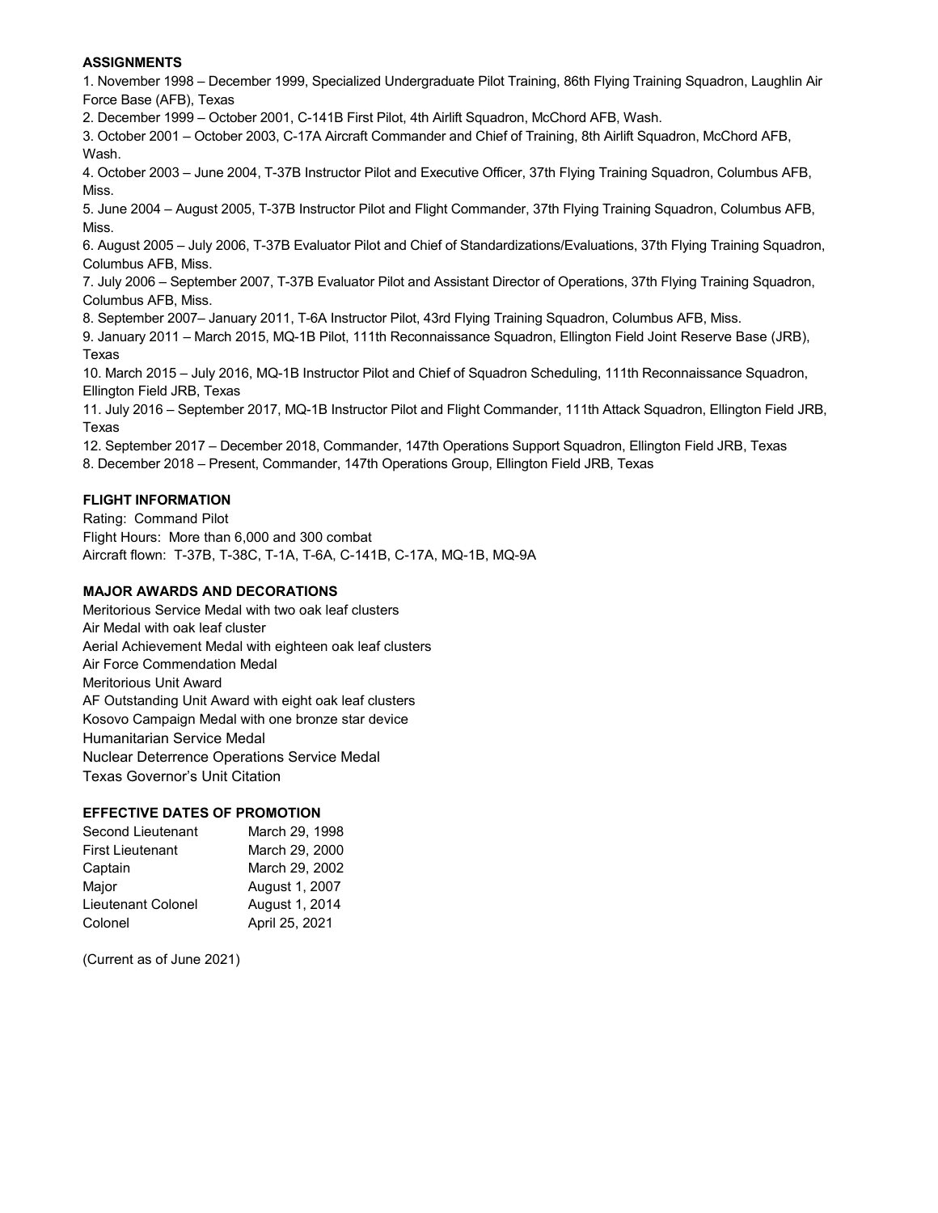**ASSIGNMENTS**

1. November 1998 – December 1999, Specialized Undergraduate Pilot Training, 86th Flying Training Squadron, Laughlin Air Force Base (AFB), Texas
2. December 1999 – October 2001, C-141B First Pilot, 4th Airlift Squadron, McChord AFB, Wash.
3. October 2001 – October 2003, C-17A Aircraft Commander and Chief of Training, 8th Airlift Squadron, McChord AFB, Wash.
4. October 2003 – June 2004, T-37B Instructor Pilot and Executive Officer, 37th Flying Training Squadron, Columbus AFB, Miss.
5. June 2004 – August 2005, T-37B Instructor Pilot and Flight Commander, 37th Flying Training Squadron, Columbus AFB, Miss.
6. August 2005 – July 2006, T-37B Evaluator Pilot and Chief of Standardizations/Evaluations, 37th Flying Training Squadron, Columbus AFB, Miss.
7. July 2006 – September 2007, T-37B Evaluator Pilot and Assistant Director of Operations, 37th Flying Training Squadron, Columbus AFB, Miss.
8. September 2007– January 2011, T-6A Instructor Pilot, 43rd Flying Training Squadron, Columbus AFB, Miss.
9. January 2011 – March 2015, MQ-1B Pilot, 111th Reconnaissance Squadron, Ellington Field Joint Reserve Base (JRB), Texas
10. March 2015 – July 2016, MQ-1B Instructor Pilot and Chief of Squadron Scheduling, 111th Reconnaissance Squadron, Ellington Field JRB, Texas
11. July 2016 – September 2017, MQ-1B Instructor Pilot and Flight Commander, 111th Attack Squadron, Ellington Field JRB, Texas
12. September 2017 – December 2018, Commander, 147th Operations Support Squadron, Ellington Field JRB, Texas

8. December 2018 – Present, Commander, 147th Operations Group, Ellington Field JRB, Texas

**FLIGHT INFORMATION**

Rating: Command Pilot
Flight Hours: More than 6,000 and 300 combat
Aircraft flown: T-37B, T-38C, T-1A, T-6A, C-141B, C-17A, MQ-1B, MQ-9A

**MAJOR AWARDS AND DECORATIONS**

Meritorious Service Medal with two oak leaf clusters
Air Medal with oak leaf cluster
Aerial Achievement Medal with eighteen oak leaf clusters
Air Force Commendation Medal
Meritorious Unit Award
AF Outstanding Unit Award with eight oak leaf clusters
Kosovo Campaign Medal with one bronze star device
Humanitarian Service Medal
Nuclear Deterrence Operations Service Medal
Texas Governor's Unit Citation

**EFFECTIVE DATES OF PROMOTION**

| | |
|---|---|
| Second Lieutenant | March 29, 1998 |
| First Lieutenant | March 29, 2000 |
| Captain | March 29, 2002 |
| Major | August 1, 2007 |
| Lieutenant Colonel | August 1, 2014 |
| Colonel | April 25, 2021 |

(Current as of June 2021)